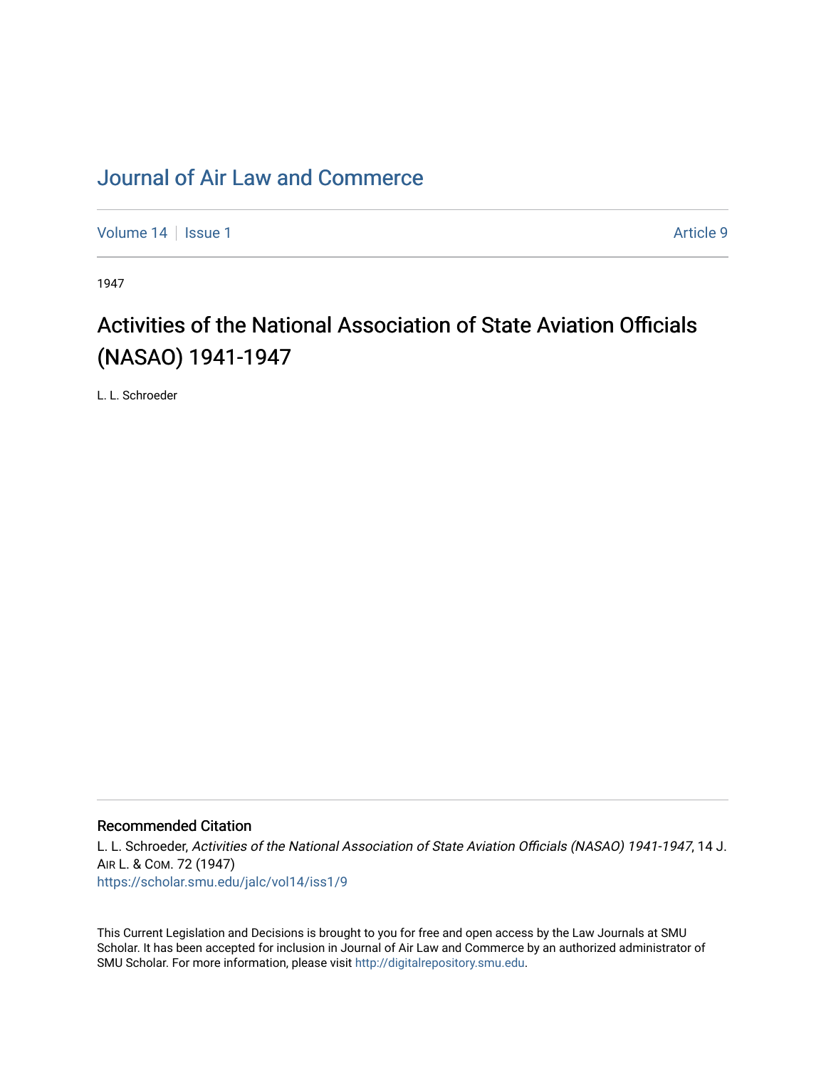# Journal of Air Law and Commerce

Volume 14 | Issue 1 | Article 9

1947

## Activities of the National Association of State Aviation Officials (NASAO) 1941-1947

L. L. Schroeder

### Recommended Citation

L. L. Schroeder, *Activities of the National Association of State Aviation Officials (NASAO) 1941-1947*, 14 J. Air L. & Com. 72 (1947)
https://scholar.smu.edu/jalc/vol14/iss1/9

This Current Legislation and Decisions is brought to you for free and open access by the Law Journals at SMU Scholar. It has been accepted for inclusion in Journal of Air Law and Commerce by an authorized administrator of SMU Scholar. For more information, please visit http://digitalrepository.smu.edu.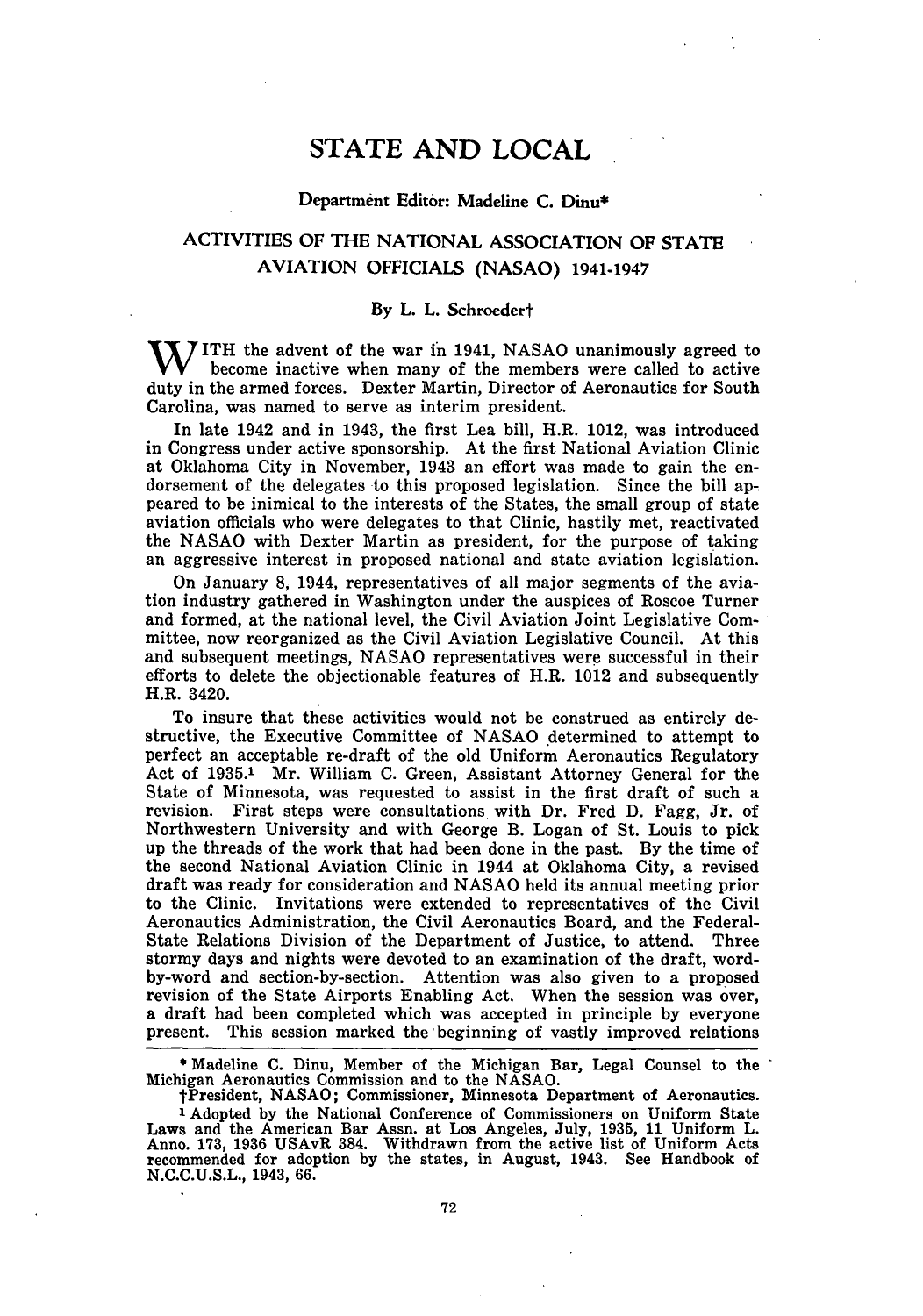# STATE AND LOCAL

**Department Editor: Madeline C. Dinu***

## ACTIVITIES OF THE NATIONAL ASSOCIATION OF STATE AVIATION OFFICIALS (NASAO) 1941-1947

**By L. L. Schroeder†**

WITH the advent of the war in 1941, NASAO unanimously agreed to become inactive when many of the members were called to active duty in the armed forces. Dexter Martin, Director of Aeronautics for South Carolina, was named to serve as interim president.

In late 1942 and in 1943, the first Lea bill, H.R. 1012, was introduced in Congress under active sponsorship. At the first National Aviation Clinic at Oklahoma City in November, 1943 an effort was made to gain the endorsement of the delegates to this proposed legislation. Since the bill appeared to be inimical to the interests of the States, the small group of state aviation officials who were delegates to that Clinic, hastily met, reactivated the NASAO with Dexter Martin as president, for the purpose of taking an aggressive interest in proposed national and state aviation legislation.

On January 8, 1944, representatives of all major segments of the aviation industry gathered in Washington under the auspices of Roscoe Turner and formed, at the national level, the Civil Aviation Joint Legislative Committee, now reorganized as the Civil Aviation Legislative Council. At this and subsequent meetings, NASAO representatives were successful in their efforts to delete the objectionable features of H.R. 1012 and subsequently H.R. 3420.

To insure that these activities would not be construed as entirely destructive, the Executive Committee of NASAO determined to attempt to perfect an acceptable re-draft of the old Uniform Aeronautics Regulatory Act of 1935.[1] Mr. William C. Green, Assistant Attorney General for the State of Minnesota, was requested to assist in the first draft of such a revision. First steps were consultations with Dr. Fred D. Fagg, Jr. of Northwestern University and with George B. Logan of St. Louis to pick up the threads of the work that had been done in the past. By the time of the second National Aviation Clinic in 1944 at Oklahoma City, a revised draft was ready for consideration and NASAO held its annual meeting prior to the Clinic. Invitations were extended to representatives of the Civil Aeronautics Administration, the Civil Aeronautics Board, and the Federal-State Relations Division of the Department of Justice, to attend. Three stormy days and nights were devoted to an examination of the draft, word-by-word and section-by-section. Attention was also given to a proposed revision of the State Airports Enabling Act. When the session was over, a draft had been completed which was accepted in principle by everyone present. This session marked the beginning of vastly improved relations

---

\* Madeline C. Dinu, Member of the Michigan Bar, Legal Counsel to the Michigan Aeronautics Commission and to the NASAO.

† President, NASAO; Commissioner, Minnesota Department of Aeronautics.

[1] Adopted by the National Conference of Commissioners on Uniform State Laws and the American Bar Assn. at Los Angeles, July, 1935, 11 Uniform L. Anno. 173, 1936 USAvR 384. Withdrawn from the active list of Uniform Acts recommended for adoption by the states, in August, 1943. See Handbook of N.C.C.U.S.L., 1943, 66.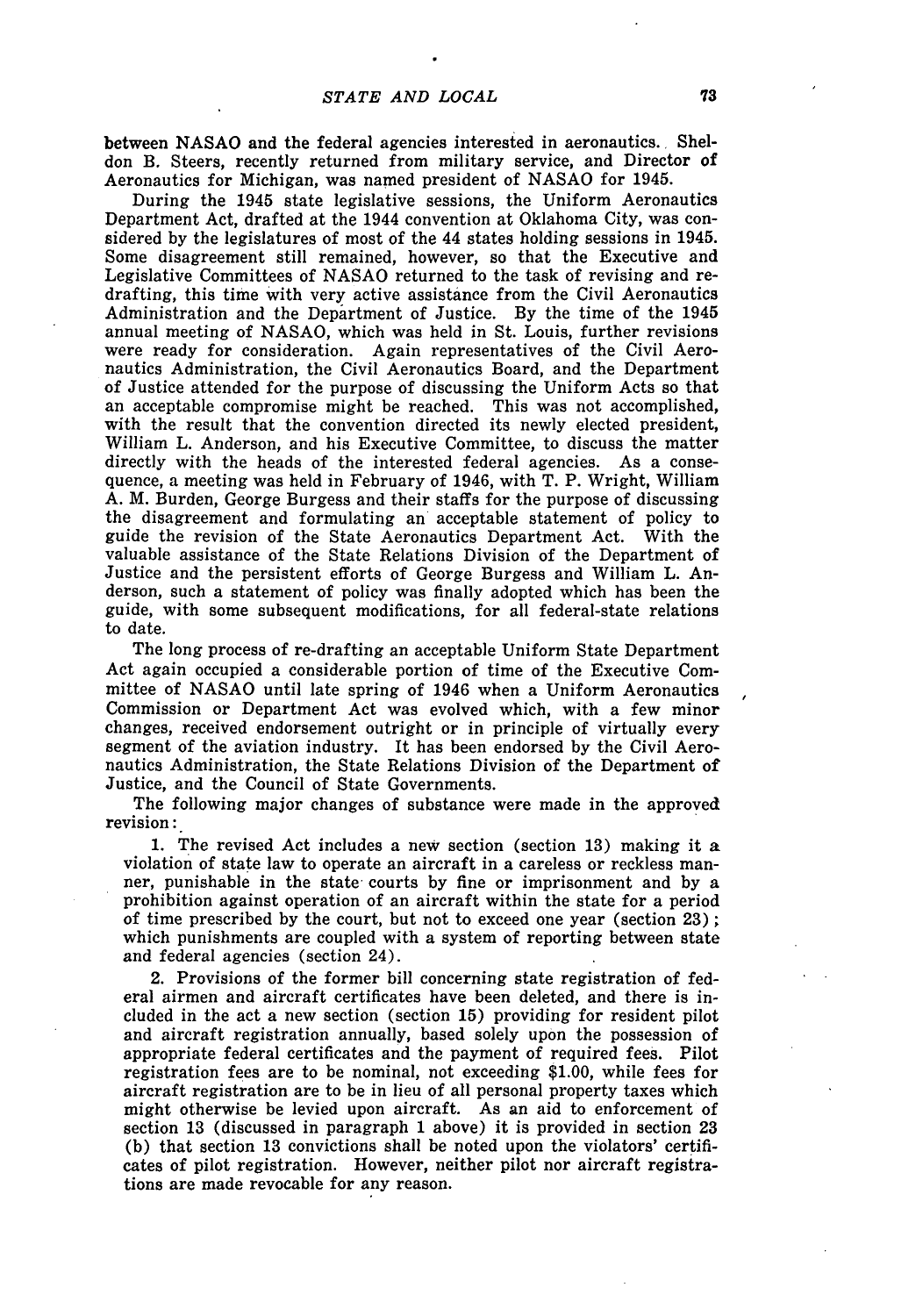between NASAO and the federal agencies interested in aeronautics. Sheldon B. Steers, recently returned from military service, and Director of Aeronautics for Michigan, was named president of NASAO for 1945.

During the 1945 state legislative sessions, the Uniform Aeronautics Department Act, drafted at the 1944 convention at Oklahoma City, was considered by the legislatures of most of the 44 states holding sessions in 1945. Some disagreement still remained, however, so that the Executive and Legislative Committees of NASAO returned to the task of revising and re-drafting, this time with very active assistance from the Civil Aeronautics Administration and the Department of Justice. By the time of the 1945 annual meeting of NASAO, which was held in St. Louis, further revisions were ready for consideration. Again representatives of the Civil Aeronautics Administration, the Civil Aeronautics Board, and the Department of Justice attended for the purpose of discussing the Uniform Acts so that an acceptable compromise might be reached. This was not accomplished, with the result that the convention directed its newly elected president, William L. Anderson, and his Executive Committee, to discuss the matter directly with the heads of the interested federal agencies. As a consequence, a meeting was held in February of 1946, with T. P. Wright, William A. M. Burden, George Burgess and their staffs for the purpose of discussing the disagreement and formulating an acceptable statement of policy to guide the revision of the State Aeronautics Department Act. With the valuable assistance of the State Relations Division of the Department of Justice and the persistent efforts of George Burgess and William L. Anderson, such a statement of policy was finally adopted which has been the guide, with some subsequent modifications, for all federal-state relations to date.

The long process of re-drafting an acceptable Uniform State Department Act again occupied a considerable portion of time of the Executive Committee of NASAO until late spring of 1946 when a Uniform Aeronautics Commission or Department Act was evolved which, with a few minor changes, received endorsement outright or in principle of virtually every segment of the aviation industry. It has been endorsed by the Civil Aeronautics Administration, the State Relations Division of the Department of Justice, and the Council of State Governments.

The following major changes of substance were made in the approved revision:

1. The revised Act includes a new section (section 13) making it a violation of state law to operate an aircraft in a careless or reckless manner, punishable in the state courts by fine or imprisonment and by a prohibition against operation of an aircraft within the state for a period of time prescribed by the court, but not to exceed one year (section 23); which punishments are coupled with a system of reporting between state and federal agencies (section 24).

2. Provisions of the former bill concerning state registration of federal airmen and aircraft certificates have been deleted, and there is included in the act a new section (section 15) providing for resident pilot and aircraft registration annually, based solely upon the possession of appropriate federal certificates and the payment of required fees. Pilot registration fees are to be nominal, not exceeding $1.00, while fees for aircraft registration are to be in lieu of all personal property taxes which might otherwise be levied upon aircraft. As an aid to enforcement of section 13 (discussed in paragraph 1 above) it is provided in section 23 (b) that section 13 convictions shall be noted upon the violators' certificates of pilot registration. However, neither pilot nor aircraft registrations are made revocable for any reason.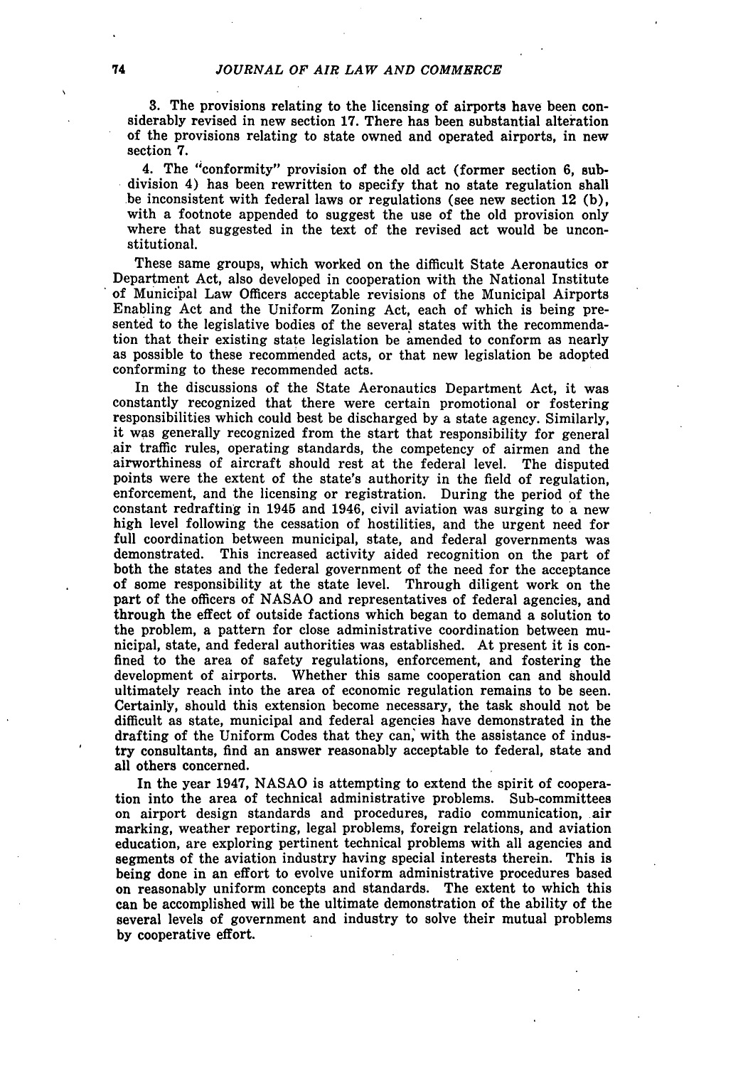3. The provisions relating to the licensing of airports have been considerably revised in new section 17. There has been substantial alteration of the provisions relating to state owned and operated airports, in new section 7.

4. The "conformity" provision of the old act (former section 6, subdivision 4) has been rewritten to specify that no state regulation shall be inconsistent with federal laws or regulations (see new section 12 (b), with a footnote appended to suggest the use of the old provision only where that suggested in the text of the revised act would be unconstitutional.

These same groups, which worked on the difficult State Aeronautics or Department Act, also developed in cooperation with the National Institute of Municipal Law Officers acceptable revisions of the Municipal Airports Enabling Act and the Uniform Zoning Act, each of which is being presented to the legislative bodies of the several states with the recommendation that their existing state legislation be amended to conform as nearly as possible to these recommended acts, or that new legislation be adopted conforming to these recommended acts.

In the discussions of the State Aeronautics Department Act, it was constantly recognized that there were certain promotional or fostering responsibilities which could best be discharged by a state agency. Similarly, it was generally recognized from the start that responsibility for general air traffic rules, operating standards, the competency of airmen and the airworthiness of aircraft should rest at the federal level. The disputed points were the extent of the state's authority in the field of regulation, enforcement, and the licensing or registration. During the period of the constant redrafting in 1945 and 1946, civil aviation was surging to a new high level following the cessation of hostilities, and the urgent need for full coordination between municipal, state, and federal governments was demonstrated. This increased activity aided recognition on the part of both the states and the federal government of the need for the acceptance of some responsibility at the state level. Through diligent work on the part of the officers of NASAO and representatives of federal agencies, and through the effect of outside factions which began to demand a solution to the problem, a pattern for close administrative coordination between municipal, state, and federal authorities was established. At present it is confined to the area of safety regulations, enforcement, and fostering the development of airports. Whether this same cooperation can and should ultimately reach into the area of economic regulation remains to be seen. Certainly, should this extension become necessary, the task should not be difficult as state, municipal and federal agencies have demonstrated in the drafting of the Uniform Codes that they can, with the assistance of industry consultants, find an answer reasonably acceptable to federal, state and all others concerned.

In the year 1947, NASAO is attempting to extend the spirit of cooperation into the area of technical administrative problems. Sub-committees on airport design standards and procedures, radio communication, air marking, weather reporting, legal problems, foreign relations, and aviation education, are exploring pertinent technical problems with all agencies and segments of the aviation industry having special interests therein. This is being done in an effort to evolve uniform administrative procedures based on reasonably uniform concepts and standards. The extent to which this can be accomplished will be the ultimate demonstration of the ability of the several levels of government and industry to solve their mutual problems by cooperative effort.